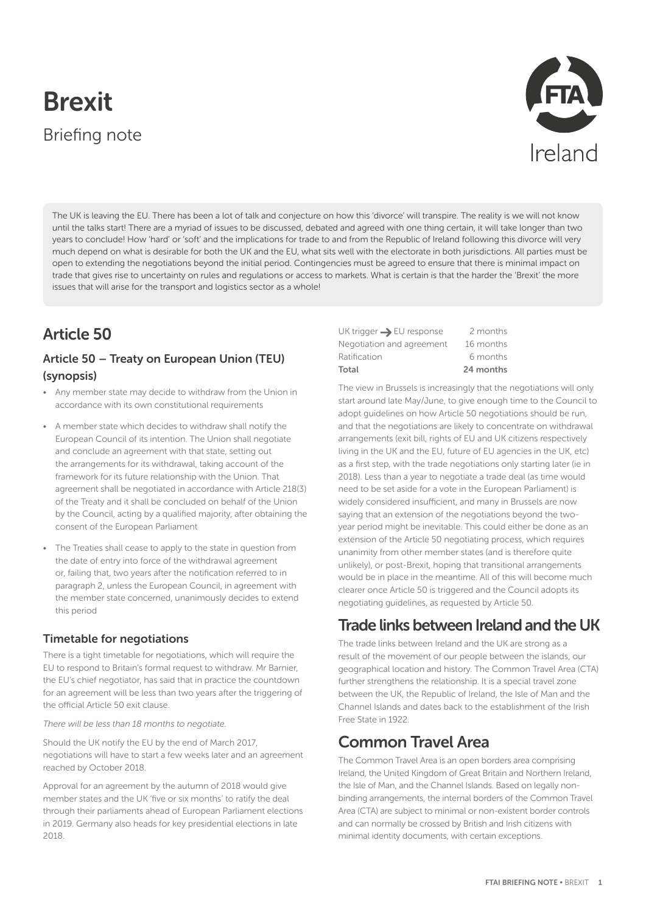# Brexit

Briefing note

FTA Ireland

The UK is leaving the EU. There has been a lot of talk and conjecture on how this 'divorce' will transpire. The reality is we will not know until the talks start! There are a myriad of issues to be discussed, debated and agreed with one thing certain, it will take longer than two years to conclude! How 'hard' or 'soft' and the implications for trade to and from the Republic of Ireland following this divorce will very much depend on what is desirable for both the UK and the EU, what sits well with the electorate in both jurisdictions. All parties must be open to extending the negotiations beyond the initial period. Contingencies must be agreed to ensure that there is minimal impact on trade that gives rise to uncertainty on rules and regulations or access to markets. What is certain is that the harder the 'Brexit' the more issues that will arise for the transport and logistics sector as a whole!

## Article 50

### Article 50 – Treaty on European Union (TEU) (synopsis)

- Any member state may decide to withdraw from the Union in accordance with its own constitutional requirements
- A member state which decides to withdraw shall notify the European Council of its intention. The Union shall negotiate and conclude an agreement with that state, setting out the arrangements for its withdrawal, taking account of the framework for its future relationship with the Union. That agreement shall be negotiated in accordance with Article 218(3) of the Treaty and it shall be concluded on behalf of the Union by the Council, acting by a qualified majority, after obtaining the consent of the European Parliament
- The Treaties shall cease to apply to the state in question from the date of entry into force of the withdrawal agreement or, failing that, two years after the notification referred to in paragraph 2, unless the European Council, in agreement with the member state concerned, unanimously decides to extend this period

### Timetable for negotiations

There is a tight timetable for negotiations, which will require the EU to respond to Britain's formal request to withdraw. Mr Barnier, the EU's chief negotiator, has said that in practice the countdown for an agreement will be less than two years after the triggering of the official Article 50 exit clause.

*There will be less than 18 months to negotiate.*

Should the UK notify the EU by the end of March 2017, negotiations will have to start a few weeks later and an agreement reached by October 2018.

Approval for an agreement by the autumn of 2018 would give member states and the UK 'five or six months' to ratify the deal through their parliaments ahead of European Parliament elections in 2019. Germany also heads for key presidential elections in late 2018.

| | |
|---|---|
| UK trigger → EU response | 2 months |
| Negotiation and agreement | 16 months |
| Ratification | 6 months |
| **Total** | **24 months** |

The view in Brussels is increasingly that the negotiations will only start around late May/June, to give enough time to the Council to adopt guidelines on how Article 50 negotiations should be run, and that the negotiations are likely to concentrate on withdrawal arrangements (exit bill, rights of EU and UK citizens respectively living in the UK and the EU, future of EU agencies in the UK, etc) as a first step, with the trade negotiations only starting later (ie in 2018). Less than a year to negotiate a trade deal (as time would need to be set aside for a vote in the European Parliament) is widely considered insufficient, and many in Brussels are now saying that an extension of the negotiations beyond the two-year period might be inevitable. This could either be done as an extension of the Article 50 negotiating process, which requires unanimity from other member states (and is therefore quite unlikely), or post-Brexit, hoping that transitional arrangements would be in place in the meantime. All of this will become much clearer once Article 50 is triggered and the Council adopts its negotiating guidelines, as requested by Article 50.

## Trade links between Ireland and the UK

The trade links between Ireland and the UK are strong as a result of the movement of our people between the islands, our geographical location and history. The Common Travel Area (CTA) further strengthens the relationship. It is a special travel zone between the UK, the Republic of Ireland, the Isle of Man and the Channel Islands and dates back to the establishment of the Irish Free State in 1922.

## Common Travel Area

The Common Travel Area is an open borders area comprising Ireland, the United Kingdom of Great Britain and Northern Ireland, the Isle of Man, and the Channel Islands. Based on legally non-binding arrangements, the internal borders of the Common Travel Area (CTA) are subject to minimal or non-existent border controls and can normally be crossed by British and Irish citizens with minimal identity documents, with certain exceptions.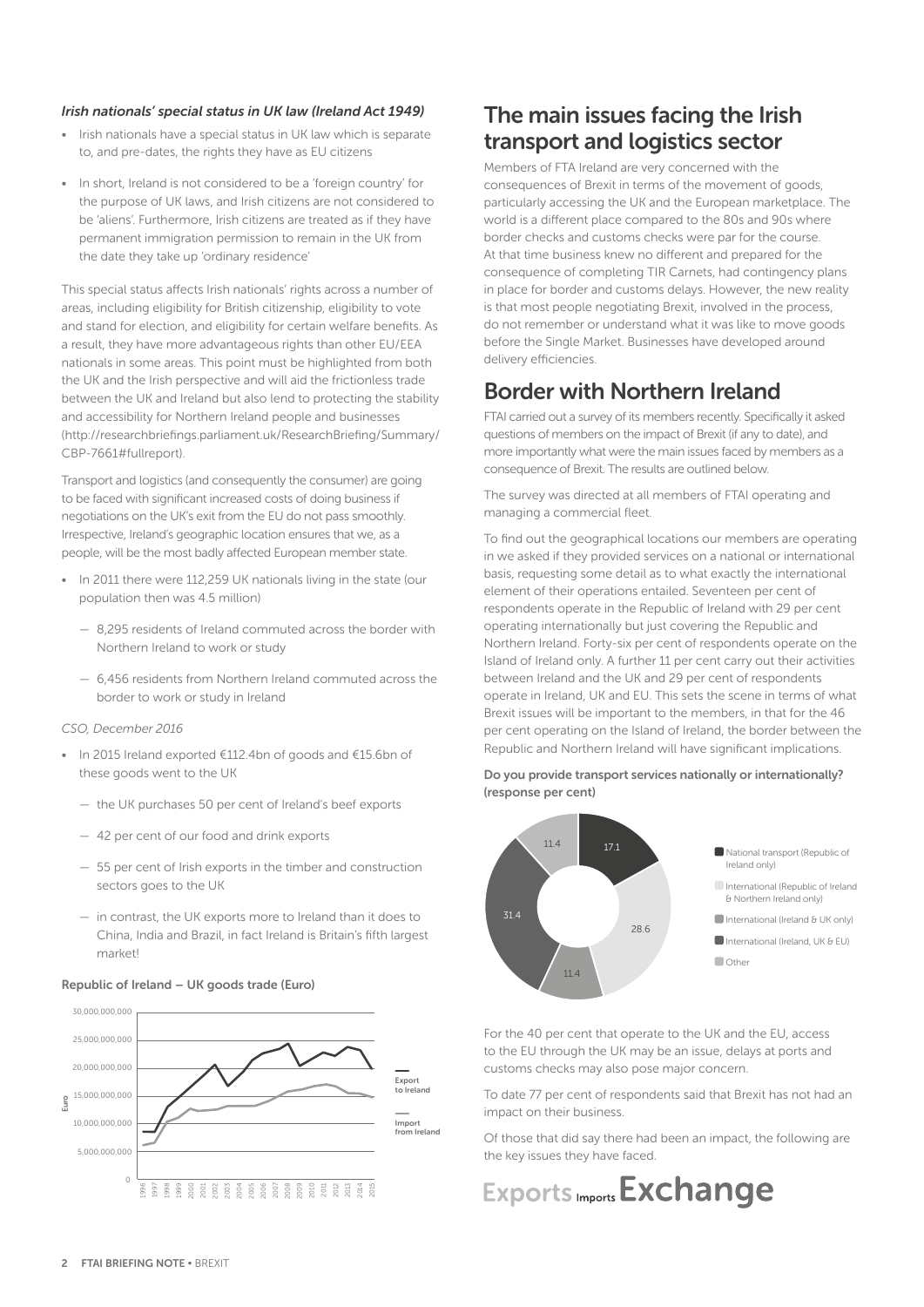#### *Irish nationals' special status in UK law (Ireland Act 1949)*

- Irish nationals have a special status in UK law which is separate to, and pre-dates, the rights they have as EU citizens
- In short, Ireland is not considered to be a 'foreign country' for the purpose of UK laws, and Irish citizens are not considered to be 'aliens'. Furthermore, Irish citizens are treated as if they have permanent immigration permission to remain in the UK from the date they take up 'ordinary residence'

This special status affects Irish nationals' rights across a number of areas, including eligibility for British citizenship, eligibility to vote and stand for election, and eligibility for certain welfare benefits. As a result, they have more advantageous rights than other EU/EEA nationals in some areas. This point must be highlighted from both the UK and the Irish perspective and will aid the frictionless trade between the UK and Ireland but also lend to protecting the stability and accessibility for Northern Ireland people and businesses (http://researchbriefings.parliament.uk/ResearchBriefing/Summary/CBP-7661#fullreport).

Transport and logistics (and consequently the consumer) are going to be faced with significant increased costs of doing business if negotiations on the UK's exit from the EU do not pass smoothly. Irrespective, Ireland's geographic location ensures that we, as a people, will be the most badly affected European member state.

- In 2011 there were 112,259 UK nationals living in the state (our population then was 4.5 million)
  - 8,295 residents of Ireland commuted across the border with Northern Ireland to work or study
  - 6,456 residents from Northern Ireland commuted across the border to work or study in Ireland

*CSO, December 2016*

- In 2015 Ireland exported €112.4bn of goods and €15.6bn of these goods went to the UK
  - the UK purchases 50 per cent of Ireland's beef exports
  - 42 per cent of our food and drink exports
  - 55 per cent of Irish exports in the timber and construction sectors goes to the UK
  - in contrast, the UK exports more to Ireland than it does to China, India and Brazil, in fact Ireland is Britain's fifth largest market!

**Republic of Ireland – UK goods trade (Euro)**

## The main issues facing the Irish transport and logistics sector

Members of FTA Ireland are very concerned with the consequences of Brexit in terms of the movement of goods, particularly accessing the UK and the European marketplace. The world is a different place compared to the 80s and 90s where border checks and customs checks were par for the course. At that time business knew no different and prepared for the consequence of completing TIR Carnets, had contingency plans in place for border and customs delays. However, the new reality is that most people negotiating Brexit, involved in the process, do not remember or understand what it was like to move goods before the Single Market. Businesses have developed around delivery efficiencies.

## Border with Northern Ireland

FTAI carried out a survey of its members recently. Specifically it asked questions of members on the impact of Brexit (if any to date), and more importantly what were the main issues faced by members as a consequence of Brexit. The results are outlined below.

The survey was directed at all members of FTAI operating and managing a commercial fleet.

To find out the geographical locations our members are operating in we asked if they provided services on a national or international basis, requesting some detail as to what exactly the international element of their operations entailed. Seventeen per cent of respondents operate in the Republic of Ireland with 29 per cent operating internationally but just covering the Republic and Northern Ireland. Forty-six per cent of respondents operate on the Island of Ireland only. A further 11 per cent carry out their activities between Ireland and the UK and 29 per cent of respondents operate in Ireland, UK and EU. This sets the scene in terms of what Brexit issues will be important to the members, in that for the 46 per cent operating on the Island of Ireland, the border between the Republic and Northern Ireland will have significant implications.

**Do you provide transport services nationally or internationally? (response per cent)**

| Category | Per cent |
|---|---|
| National transport (Republic of Ireland only) | 17.1 |
| International (Republic of Ireland & Northern Ireland only) | 28.6 |
| International (Ireland & UK only) | 11.4 |
| International (Ireland, UK & EU) | 31.4 |
| Other | 11.4 |

For the 40 per cent that operate to the UK and the EU, access to the EU through the UK may be an issue, delays at ports and customs checks may also pose major concern.

To date 77 per cent of respondents said that Brexit has not had an impact on their business.

Of those that did say there had been an impact, the following are the key issues they have faced.

**Exports Imports Exchange**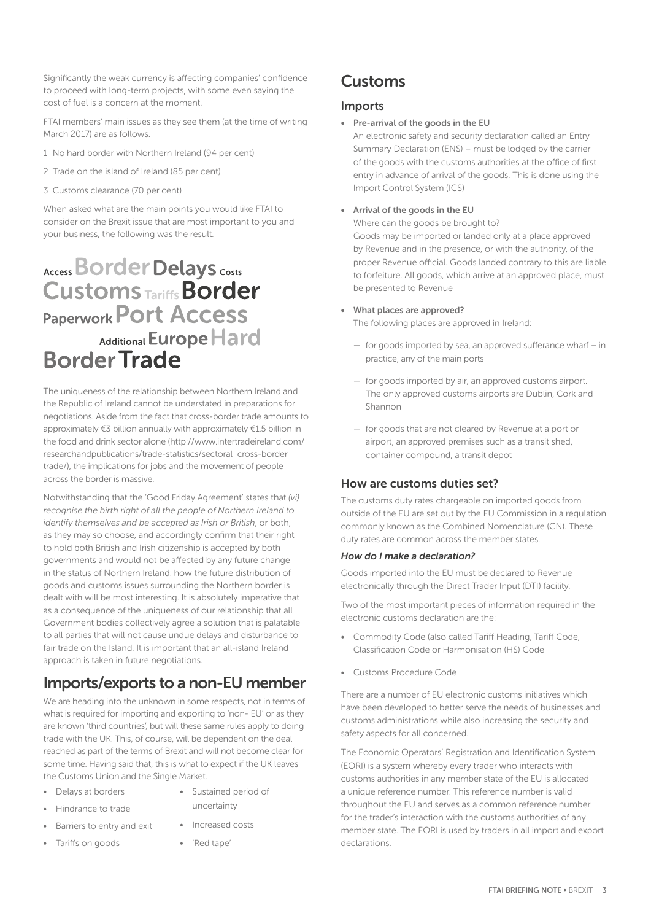Significantly the weak currency is affecting companies' confidence to proceed with long-term projects, with some even saying the cost of fuel is a concern at the moment.

FTAI members' main issues as they see them (at the time of writing March 2017) are as follows.

1. No hard border with Northern Ireland (94 per cent)
2. Trade on the island of Ireland (85 per cent)
3. Customs clearance (70 per cent)

When asked what are the main points you would like FTAI to consider on the Brexit issue that are most important to you and your business, the following was the result.

Access Border Delays Costs
Customs Tariffs Border
Paperwork Port Access
Additional Europe Hard
Border Trade

The uniqueness of the relationship between Northern Ireland and the Republic of Ireland cannot be understated in preparations for negotiations. Aside from the fact that cross-border trade amounts to approximately €3 billion annually with approximately €1.5 billion in the food and drink sector alone (http://www.intertradeireland.com/researchandpublications/trade-statistics/sectoral_cross-border_trade/), the implications for jobs and the movement of people across the border is massive.

Notwithstanding that the 'Good Friday Agreement' states that *(vi) recognise the birth right of all the people of Northern Ireland to identify themselves and be accepted as Irish or British*, or both, as they may so choose, and accordingly confirm that their right to hold both British and Irish citizenship is accepted by both governments and would not be affected by any future change in the status of Northern Ireland: how the future distribution of goods and customs issues surrounding the Northern border is dealt with will be most interesting. It is absolutely imperative that as a consequence of the uniqueness of our relationship that all Government bodies collectively agree a solution that is palatable to all parties that will not cause undue delays and disturbance to fair trade on the Island. It is important that an all-island Ireland approach is taken in future negotiations.

## Imports/exports to a non-EU member

We are heading into the unknown in some respects, not in terms of what is required for importing and exporting to 'non- EU' or as they are known 'third countries', but will these same rules apply to doing trade with the UK. This, of course, will be dependent on the deal reached as part of the terms of Brexit and will not become clear for some time. Having said that, this is what to expect if the UK leaves the Customs Union and the Single Market.

- Delays at borders
- Hindrance to trade
- Barriers to entry and exit
- Tariffs on goods
- Sustained period of uncertainty
- Increased costs
- 'Red tape'

## Customs

### Imports

- **Pre-arrival of the goods in the EU**
  An electronic safety and security declaration called an Entry Summary Declaration (ENS) – must be lodged by the carrier of the goods with the customs authorities at the office of first entry in advance of arrival of the goods. This is done using the Import Control System (ICS)

- **Arrival of the goods in the EU**
  Where can the goods be brought to?
  Goods may be imported or landed only at a place approved by Revenue and in the presence, or with the authority, of the proper Revenue official. Goods landed contrary to this are liable to forfeiture. All goods, which arrive at an approved place, must be presented to Revenue

- **What places are approved?**
  The following places are approved in Ireland:
  - for goods imported by sea, an approved sufferance wharf – in practice, any of the main ports
  - for goods imported by air, an approved customs airport. The only approved customs airports are Dublin, Cork and Shannon
  - for goods that are not cleared by Revenue at a port or airport, an approved premises such as a transit shed, container compound, a transit depot

### How are customs duties set?

The customs duty rates chargeable on imported goods from outside of the EU are set out by the EU Commission in a regulation commonly known as the Combined Nomenclature (CN). These duty rates are common across the member states.

#### *How do I make a declaration?*

Goods imported into the EU must be declared to Revenue electronically through the Direct Trader Input (DTI) facility.

Two of the most important pieces of information required in the electronic customs declaration are the:

- Commodity Code (also called Tariff Heading, Tariff Code, Classification Code or Harmonisation (HS) Code
- Customs Procedure Code

There are a number of EU electronic customs initiatives which have been developed to better serve the needs of businesses and customs administrations while also increasing the security and safety aspects for all concerned.

The Economic Operators' Registration and Identification System (EORI) is a system whereby every trader who interacts with customs authorities in any member state of the EU is allocated a unique reference number. This reference number is valid throughout the EU and serves as a common reference number for the trader's interaction with the customs authorities of any member state. The EORI is used by traders in all import and export declarations.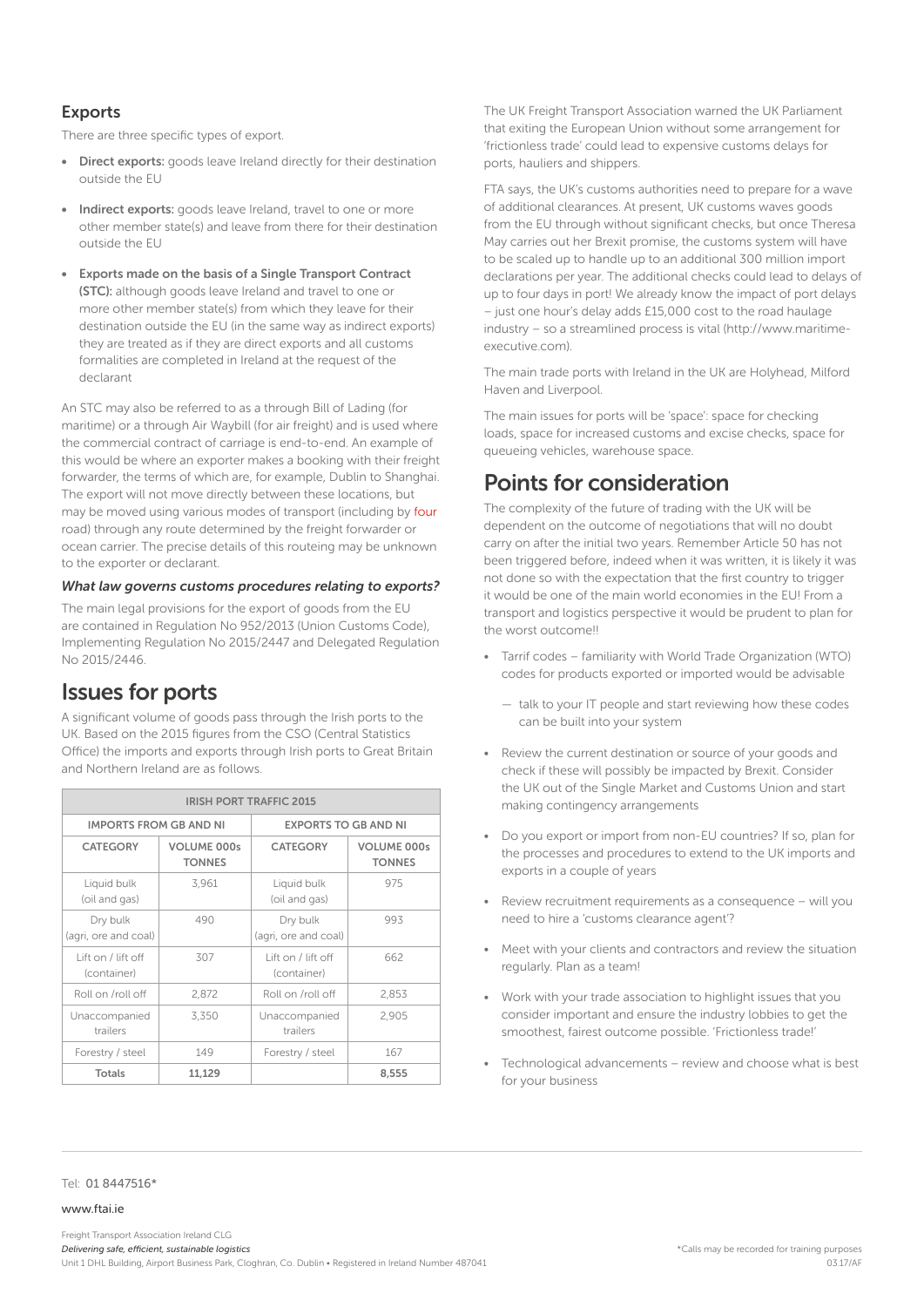### Exports

There are three specific types of export.

- **Direct exports:** goods leave Ireland directly for their destination outside the EU
- **Indirect exports:** goods leave Ireland, travel to one or more other member state(s) and leave from there for their destination outside the EU
- **Exports made on the basis of a Single Transport Contract (STC):** although goods leave Ireland and travel to one or more other member state(s) from which they leave for their destination outside the EU (in the same way as indirect exports) they are treated as if they are direct exports and all customs formalities are completed in Ireland at the request of the declarant

An STC may also be referred to as a through Bill of Lading (for maritime) or a through Air Waybill (for air freight) and is used where the commercial contract of carriage is end-to-end. An example of this would be where an exporter makes a booking with their freight forwarder, the terms of which are, for example, Dublin to Shanghai. The export will not move directly between these locations, but may be moved using various modes of transport (including by four road) through any route determined by the freight forwarder or ocean carrier. The precise details of this routeing may be unknown to the exporter or declarant.

#### *What law governs customs procedures relating to exports?*

The main legal provisions for the export of goods from the EU are contained in Regulation No 952/2013 (Union Customs Code), Implementing Regulation No 2015/2447 and Delegated Regulation No 2015/2446.

## Issues for ports

A significant volume of goods pass through the Irish ports to the UK. Based on the 2015 figures from the CSO (Central Statistics Office) the imports and exports through Irish ports to Great Britain and Northern Ireland are as follows.

| IRISH PORT TRAFFIC 2015 | | | |
|---|---|---|---|
| **IMPORTS FROM GB AND NI** | | **EXPORTS TO GB AND NI** | |
| **CATEGORY** | **VOLUME 000s TONNES** | **CATEGORY** | **VOLUME 000s TONNES** |
| Liquid bulk (oil and gas) | 3,961 | Liquid bulk (oil and gas) | 975 |
| Dry bulk (agri, ore and coal) | 490 | Dry bulk (agri, ore and coal) | 993 |
| Lift on / lift off (container) | 307 | Lift on / lift off (container) | 662 |
| Roll on /roll off | 2,872 | Roll on /roll off | 2,853 |
| Unaccompanied trailers | 3,350 | Unaccompanied trailers | 2,905 |
| Forestry / steel | 149 | Forestry / steel | 167 |
| **Totals** | **11,129** | | **8,555** |

The UK Freight Transport Association warned the UK Parliament that exiting the European Union without some arrangement for 'frictionless trade' could lead to expensive customs delays for ports, hauliers and shippers.

FTA says, the UK's customs authorities need to prepare for a wave of additional clearances. At present, UK customs waves goods from the EU through without significant checks, but once Theresa May carries out her Brexit promise, the customs system will have to be scaled up to handle up to an additional 300 million import declarations per year. The additional checks could lead to delays of up to four days in port! We already know the impact of port delays – just one hour's delay adds £15,000 cost to the road haulage industry – so a streamlined process is vital (http://www.maritime-executive.com).

The main trade ports with Ireland in the UK are Holyhead, Milford Haven and Liverpool.

The main issues for ports will be 'space': space for checking loads, space for increased customs and excise checks, space for queueing vehicles, warehouse space.

## Points for consideration

The complexity of the future of trading with the UK will be dependent on the outcome of negotiations that will no doubt carry on after the initial two years. Remember Article 50 has not been triggered before, indeed when it was written, it is likely it was not done so with the expectation that the first country to trigger it would be one of the main world economies in the EU! From a transport and logistics perspective it would be prudent to plan for the worst outcome!!

- Tarrif codes – familiarity with World Trade Organization (WTO) codes for products exported or imported would be advisable
  - talk to your IT people and start reviewing how these codes can be built into your system
- Review the current destination or source of your goods and check if these will possibly be impacted by Brexit. Consider the UK out of the Single Market and Customs Union and start making contingency arrangements
- Do you export or import from non-EU countries? If so, plan for the processes and procedures to extend to the UK imports and exports in a couple of years
- Review recruitment requirements as a consequence – will you need to hire a 'customs clearance agent'?
- Meet with your clients and contractors and review the situation regularly. Plan as a team!
- Work with your trade association to highlight issues that you consider important and ensure the industry lobbies to get the smoothest, fairest outcome possible. 'Frictionless trade!'
- Technological advancements – review and choose what is best for your business

Tel: 01 8447516*

www.ftai.ie

Freight Transport Association Ireland CLG
*Delivering safe, efficient, sustainable logistics*
Unit 1 DHL Building, Airport Business Park, Cloghran, Co. Dublin • Registered in Ireland Number 487041

*Calls may be recorded for training purposes
03.17/AF